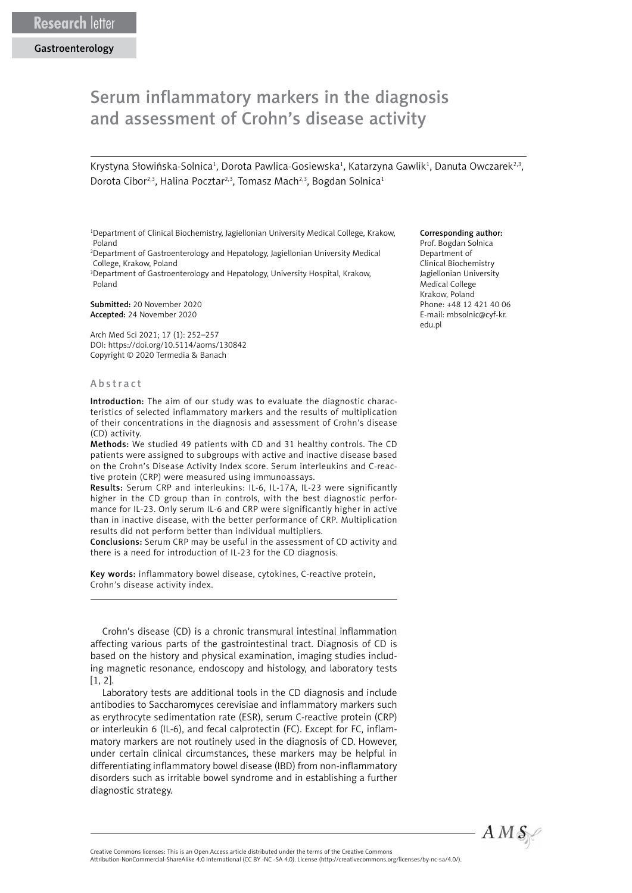Research letter

Gastroenterology

# Serum inflammatory markers in the diagnosis and assessment of Crohn's disease activity

Krystyna Słowińska-Solnica[1], Dorota Pawlica-Gosiewska[1], Katarzyna Gawlik[1], Danuta Owczarek[2,3], Dorota Cibor[2,3], Halina Pocztar[2,3], Tomasz Mach[2,3], Bogdan Solnica[1]

[1]Department of Clinical Biochemistry, Jagiellonian University Medical College, Krakow, Poland
[2]Department of Gastroenterology and Hepatology, Jagiellonian University Medical College, Krakow, Poland
[3]Department of Gastroenterology and Hepatology, University Hospital, Krakow, Poland

**Submitted:** 20 November 2020
**Accepted:** 24 November 2020

Arch Med Sci 2021; 17 (1): 252–257
DOI: https://doi.org/10.5114/aoms/130842
Copyright © 2020 Termedia & Banach

**Corresponding author:**
Prof. Bogdan Solnica
Department of Clinical Biochemistry
Jagiellonian University Medical College
Krakow, Poland
Phone: +48 12 421 40 06
E-mail: mbsolnic@cyf-kr.edu.pl

## Abstract

**Introduction:** The aim of our study was to evaluate the diagnostic characteristics of selected inflammatory markers and the results of multiplication of their concentrations in the diagnosis and assessment of Crohn's disease (CD) activity.

**Methods:** We studied 49 patients with CD and 31 healthy controls. The CD patients were assigned to subgroups with active and inactive disease based on the Crohn's Disease Activity Index score. Serum interleukins and C-reactive protein (CRP) were measured using immunoassays.

**Results:** Serum CRP and interleukins: IL-6, IL-17A, IL-23 were significantly higher in the CD group than in controls, with the best diagnostic performance for IL-23. Only serum IL-6 and CRP were significantly higher in active than in inactive disease, with the better performance of CRP. Multiplication results did not perform better than individual multipliers.

**Conclusions:** Serum CRP may be useful in the assessment of CD activity and there is a need for introduction of IL-23 for the CD diagnosis.

**Key words:** inflammatory bowel disease, cytokines, C-reactive protein, Crohn's disease activity index.

Crohn's disease (CD) is a chronic transmural intestinal inflammation affecting various parts of the gastrointestinal tract. Diagnosis of CD is based on the history and physical examination, imaging studies including magnetic resonance, endoscopy and histology, and laboratory tests [1, 2].

Laboratory tests are additional tools in the CD diagnosis and include antibodies to Saccharomyces cerevisiae and inflammatory markers such as erythrocyte sedimentation rate (ESR), serum C-reactive protein (CRP) or interleukin 6 (IL-6), and fecal calprotectin (FC). Except for FC, inflammatory markers are not routinely used in the diagnosis of CD. However, under certain clinical circumstances, these markers may be helpful in differentiating inflammatory bowel disease (IBD) from non-inflammatory disorders such as irritable bowel syndrome and in establishing a further diagnostic strategy.

Creative Commons licenses: This is an Open Access article distributed under the terms of the Creative Commons Attribution-NonCommercial-ShareAlike 4.0 International (CC BY -NC -SA 4.0). License (http://creativecommons.org/licenses/by-nc-sa/4.0/).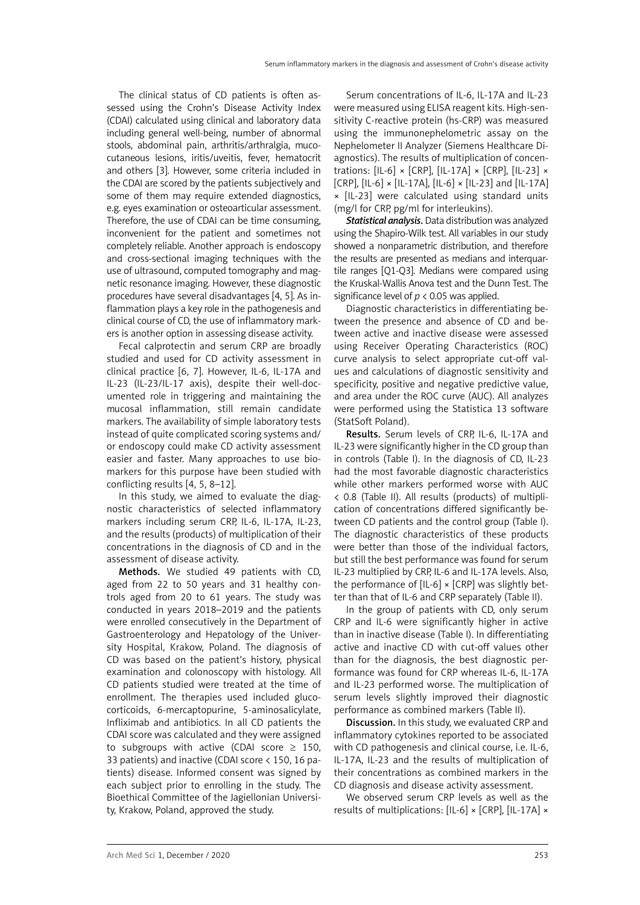The clinical status of CD patients is often assessed using the Crohn's Disease Activity Index (CDAI) calculated using clinical and laboratory data including general well-being, number of abnormal stools, abdominal pain, arthritis/arthralgia, mucocutaneous lesions, iritis/uveitis, fever, hematocrit and others [3]. However, some criteria included in the CDAI are scored by the patients subjectively and some of them may require extended diagnostics, e.g. eyes examination or osteoarticular assessment. Therefore, the use of CDAI can be time consuming, inconvenient for the patient and sometimes not completely reliable. Another approach is endoscopy and cross-sectional imaging techniques with the use of ultrasound, computed tomography and magnetic resonance imaging. However, these diagnostic procedures have several disadvantages [4, 5]. As inflammation plays a key role in the pathogenesis and clinical course of CD, the use of inflammatory markers is another option in assessing disease activity.

Fecal calprotectin and serum CRP are broadly studied and used for CD activity assessment in clinical practice [6, 7]. However, IL-6, IL-17A and IL-23 (IL-23/IL-17 axis), despite their well-documented role in triggering and maintaining the mucosal inflammation, still remain candidate markers. The availability of simple laboratory tests instead of quite complicated scoring systems and/or endoscopy could make CD activity assessment easier and faster. Many approaches to use biomarkers for this purpose have been studied with conflicting results [4, 5, 8–12].

In this study, we aimed to evaluate the diagnostic characteristics of selected inflammatory markers including serum CRP, IL-6, IL-17A, IL-23, and the results (products) of multiplication of their concentrations in the diagnosis of CD and in the assessment of disease activity.

**Methods.** We studied 49 patients with CD, aged from 22 to 50 years and 31 healthy controls aged from 20 to 61 years. The study was conducted in years 2018–2019 and the patients were enrolled consecutively in the Department of Gastroenterology and Hepatology of the University Hospital, Krakow, Poland. The diagnosis of CD was based on the patient's history, physical examination and colonoscopy with histology. All CD patients studied were treated at the time of enrollment. The therapies used included glucocorticoids, 6-mercaptopurine, 5-aminosalicylate, Infliximab and antibiotics. In all CD patients the CDAI score was calculated and they were assigned to subgroups with active (CDAI score $\geq$ 150, 33 patients) and inactive (CDAI score < 150, 16 patients) disease. Informed consent was signed by each subject prior to enrolling in the study. The Bioethical Committee of the Jagiellonian University, Krakow, Poland, approved the study.

Serum concentrations of IL-6, IL-17A and IL-23 were measured using ELISA reagent kits. High-sensitivity C-reactive protein (hs-CRP) was measured using the immunonephelometric assay on the Nephelometer II Analyzer (Siemens Healthcare Diagnostics). The results of multiplication of concentrations: [IL-6] × [CRP], [IL-17A] × [CRP], [IL-23] × [CRP], [IL-6] × [IL-17A], [IL-6] × [IL-23] and [IL-17A] × [IL-23] were calculated using standard units (mg/l for CRP, pg/ml for interleukins).

***Statistical analysis.*** Data distribution was analyzed using the Shapiro-Wilk test. All variables in our study showed a nonparametric distribution, and therefore the results are presented as medians and interquartile ranges [Q1-Q3]. Medians were compared using the Kruskal-Wallis Anova test and the Dunn Test. The significance level of $p < 0.05$ was applied.

Diagnostic characteristics in differentiating between the presence and absence of CD and between active and inactive disease were assessed using Receiver Operating Characteristics (ROC) curve analysis to select appropriate cut-off values and calculations of diagnostic sensitivity and specificity, positive and negative predictive value, and area under the ROC curve (AUC). All analyzes were performed using the Statistica 13 software (StatSoft Poland).

**Results.** Serum levels of CRP, IL-6, IL-17A and IL-23 were significantly higher in the CD group than in controls (Table I). In the diagnosis of CD, IL-23 had the most favorable diagnostic characteristics while other markers performed worse with AUC < 0.8 (Table II). All results (products) of multiplication of concentrations differed significantly between CD patients and the control group (Table I). The diagnostic characteristics of these products were better than those of the individual factors, but still the best performance was found for serum IL-23 multiplied by CRP, IL-6 and IL-17A levels. Also, the performance of [IL-6] × [CRP] was slightly better than that of IL-6 and CRP separately (Table II).

In the group of patients with CD, only serum CRP and IL-6 were significantly higher in active than in inactive disease (Table I). In differentiating active and inactive CD with cut-off values other than for the diagnosis, the best diagnostic performance was found for CRP whereas IL-6, IL-17A and IL-23 performed worse. The multiplication of serum levels slightly improved their diagnostic performance as combined markers (Table II).

**Discussion.** In this study, we evaluated CRP and inflammatory cytokines reported to be associated with CD pathogenesis and clinical course, i.e. IL-6, IL-17A, IL-23 and the results of multiplication of their concentrations as combined markers in the CD diagnosis and disease activity assessment.

We observed serum CRP levels as well as the results of multiplications: [IL-6] × [CRP], [IL-17A] ×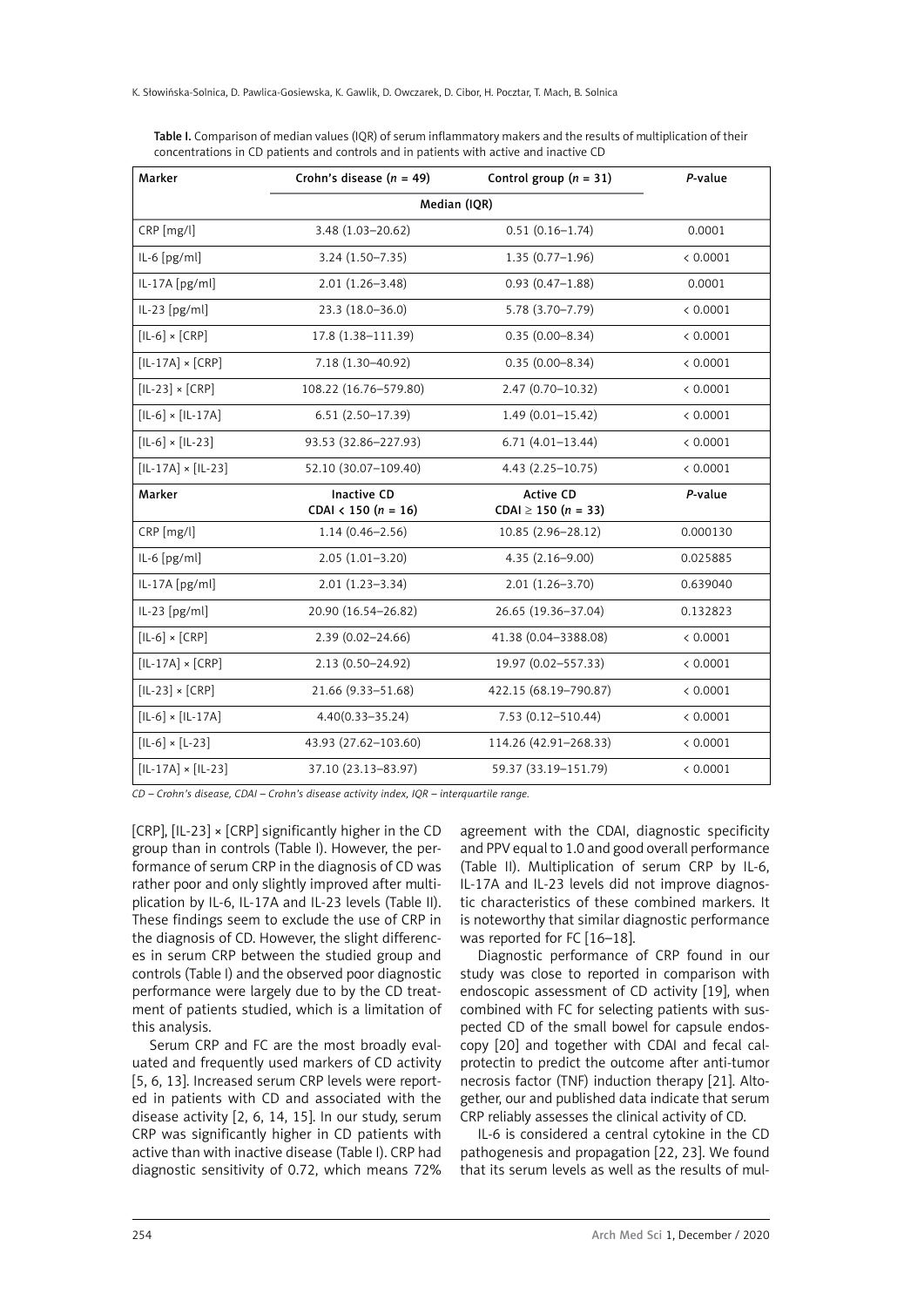Table I. Comparison of median values (IQR) of serum inflammatory makers and the results of multiplication of their concentrations in CD patients and controls and in patients with active and inactive CD

| Marker | Crohn's disease ($n$ = 49) | Control group ($n$ = 31) | $P$-value |
|---|---|---|---|
| | Median (IQR) | | |
| CRP [mg/l] | 3.48 (1.03–20.62) | 0.51 (0.16–1.74) | 0.0001 |
| IL-6 [pg/ml] | 3.24 (1.50–7.35) | 1.35 (0.77–1.96) | < 0.0001 |
| IL-17A [pg/ml] | 2.01 (1.26–3.48) | 0.93 (0.47–1.88) | 0.0001 |
| IL-23 [pg/ml] | 23.3 (18.0–36.0) | 5.78 (3.70–7.79) | < 0.0001 |
| [IL-6] × [CRP] | 17.8 (1.38–111.39) | 0.35 (0.00–8.34) | < 0.0001 |
| [IL-17A] × [CRP] | 7.18 (1.30–40.92) | 0.35 (0.00–8.34) | < 0.0001 |
| [IL-23] × [CRP] | 108.22 (16.76–579.80) | 2.47 (0.70–10.32) | < 0.0001 |
| [IL-6] × [IL-17A] | 6.51 (2.50–17.39) | 1.49 (0.01–15.42) | < 0.0001 |
| [IL-6] × [IL-23] | 93.53 (32.86–227.93) | 6.71 (4.01–13.44) | < 0.0001 |
| [IL-17A] × [IL-23] | 52.10 (30.07–109.40) | 4.43 (2.25–10.75) | < 0.0001 |
| **Marker** | **Inactive CD CDAI < 150 ($n$ = 16)** | **Active CD CDAI ≥ 150 ($n$ = 33)** | **$P$-value** |
| CRP [mg/l] | 1.14 (0.46–2.56) | 10.85 (2.96–28.12) | 0.000130 |
| IL-6 [pg/ml] | 2.05 (1.01–3.20) | 4.35 (2.16–9.00) | 0.025885 |
| IL-17A [pg/ml] | 2.01 (1.23–3.34) | 2.01 (1.26–3.70) | 0.639040 |
| IL-23 [pg/ml] | 20.90 (16.54–26.82) | 26.65 (19.36–37.04) | 0.132823 |
| [IL-6] × [CRP] | 2.39 (0.02–24.66) | 41.38 (0.04–3388.08) | < 0.0001 |
| [IL-17A] × [CRP] | 2.13 (0.50–24.92) | 19.97 (0.02–557.33) | < 0.0001 |
| [IL-23] × [CRP] | 21.66 (9.33–51.68) | 422.15 (68.19–790.87) | < 0.0001 |
| [IL-6] × [IL-17A] | 4.40(0.33–35.24) | 7.53 (0.12–510.44) | < 0.0001 |
| [IL-6] × [L-23] | 43.93 (27.62–103.60) | 114.26 (42.91–268.33) | < 0.0001 |
| [IL-17A] × [IL-23] | 37.10 (23.13–83.97) | 59.37 (33.19–151.79) | < 0.0001 |

*CD – Crohn's disease, CDAI – Crohn's disease activity index, IQR – interquartile range.*

[CRP], [IL-23] × [CRP] significantly higher in the CD group than in controls (Table I). However, the performance of serum CRP in the diagnosis of CD was rather poor and only slightly improved after multiplication by IL-6, IL-17A and IL-23 levels (Table II). These findings seem to exclude the use of CRP in the diagnosis of CD. However, the slight differences in serum CRP between the studied group and controls (Table I) and the observed poor diagnostic performance were largely due to by the CD treatment of patients studied, which is a limitation of this analysis.

Serum CRP and FC are the most broadly evaluated and frequently used markers of CD activity [5, 6, 13]. Increased serum CRP levels were reported in patients with CD and associated with the disease activity [2, 6, 14, 15]. In our study, serum CRP was significantly higher in CD patients with active than with inactive disease (Table I). CRP had diagnostic sensitivity of 0.72, which means 72% agreement with the CDAI, diagnostic specificity and PPV equal to 1.0 and good overall performance (Table II). Multiplication of serum CRP by IL-6, IL-17A and IL-23 levels did not improve diagnostic characteristics of these combined markers. It is noteworthy that similar diagnostic performance was reported for FC [16–18].

Diagnostic performance of CRP found in our study was close to reported in comparison with endoscopic assessment of CD activity [19], when combined with FC for selecting patients with suspected CD of the small bowel for capsule endoscopy [20] and together with CDAI and fecal calprotectin to predict the outcome after anti-tumor necrosis factor (TNF) induction therapy [21]. Altogether, our and published data indicate that serum CRP reliably assesses the clinical activity of CD.

IL-6 is considered a central cytokine in the CD pathogenesis and propagation [22, 23]. We found that its serum levels as well as the results of mul-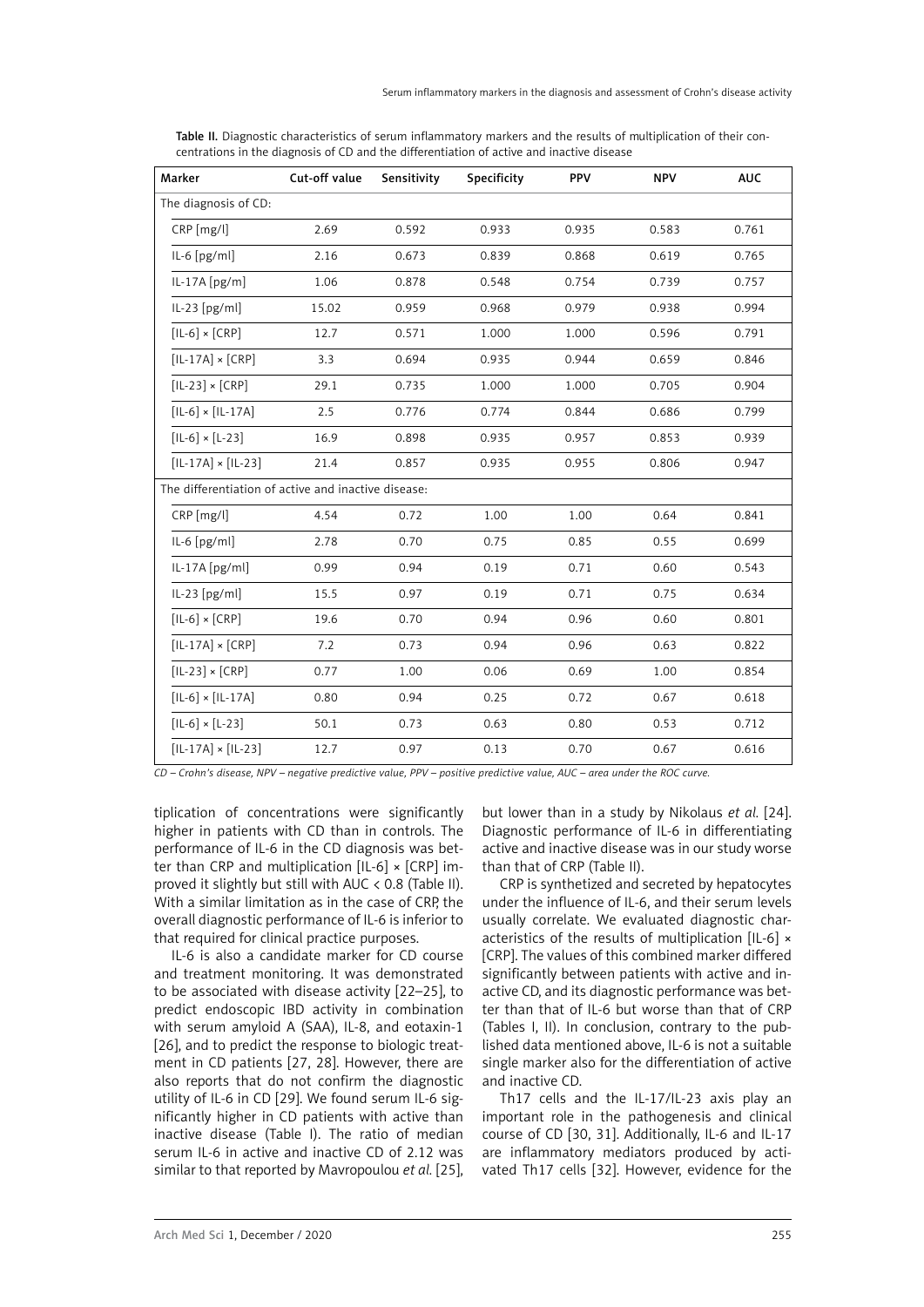Table II. Diagnostic characteristics of serum inflammatory markers and the results of multiplication of their concentrations in the diagnosis of CD and the differentiation of active and inactive disease

| Marker | Cut-off value | Sensitivity | Specificity | PPV | NPV | AUC |
|---|---|---|---|---|---|---|
| The diagnosis of CD: | | | | | | |
| CRP [mg/l] | 2.69 | 0.592 | 0.933 | 0.935 | 0.583 | 0.761 |
| IL-6 [pg/ml] | 2.16 | 0.673 | 0.839 | 0.868 | 0.619 | 0.765 |
| IL-17A [pg/m] | 1.06 | 0.878 | 0.548 | 0.754 | 0.739 | 0.757 |
| IL-23 [pg/ml] | 15.02 | 0.959 | 0.968 | 0.979 | 0.938 | 0.994 |
| [IL-6] × [CRP] | 12.7 | 0.571 | 1.000 | 1.000 | 0.596 | 0.791 |
| [IL-17A] × [CRP] | 3.3 | 0.694 | 0.935 | 0.944 | 0.659 | 0.846 |
| [IL-23] × [CRP] | 29.1 | 0.735 | 1.000 | 1.000 | 0.705 | 0.904 |
| [IL-6] × [IL-17A] | 2.5 | 0.776 | 0.774 | 0.844 | 0.686 | 0.799 |
| [IL-6] × [L-23] | 16.9 | 0.898 | 0.935 | 0.957 | 0.853 | 0.939 |
| [IL-17A] × [IL-23] | 21.4 | 0.857 | 0.935 | 0.955 | 0.806 | 0.947 |
| The differentiation of active and inactive disease: | | | | | | |
| CRP [mg/l] | 4.54 | 0.72 | 1.00 | 1.00 | 0.64 | 0.841 |
| IL-6 [pg/ml] | 2.78 | 0.70 | 0.75 | 0.85 | 0.55 | 0.699 |
| IL-17A [pg/ml] | 0.99 | 0.94 | 0.19 | 0.71 | 0.60 | 0.543 |
| IL-23 [pg/ml] | 15.5 | 0.97 | 0.19 | 0.71 | 0.75 | 0.634 |
| [IL-6] × [CRP] | 19.6 | 0.70 | 0.94 | 0.96 | 0.60 | 0.801 |
| [IL-17A] × [CRP] | 7.2 | 0.73 | 0.94 | 0.96 | 0.63 | 0.822 |
| [IL-23] × [CRP] | 0.77 | 1.00 | 0.06 | 0.69 | 1.00 | 0.854 |
| [IL-6] × [IL-17A] | 0.80 | 0.94 | 0.25 | 0.72 | 0.67 | 0.618 |
| [IL-6] × [L-23] | 50.1 | 0.73 | 0.63 | 0.80 | 0.53 | 0.712 |
| [IL-17A] × [IL-23] | 12.7 | 0.97 | 0.13 | 0.70 | 0.67 | 0.616 |

*CD – Crohn's disease, NPV – negative predictive value, PPV – positive predictive value, AUC – area under the ROC curve.*

tiplication of concentrations were significantly higher in patients with CD than in controls. The performance of IL-6 in the CD diagnosis was better than CRP and multiplication [IL-6] × [CRP] improved it slightly but still with AUC < 0.8 (Table II). With a similar limitation as in the case of CRP, the overall diagnostic performance of IL-6 is inferior to that required for clinical practice purposes.

IL-6 is also a candidate marker for CD course and treatment monitoring. It was demonstrated to be associated with disease activity [22–25], to predict endoscopic IBD activity in combination with serum amyloid A (SAA), IL-8, and eotaxin-1 [26], and to predict the response to biologic treatment in CD patients [27, 28]. However, there are also reports that do not confirm the diagnostic utility of IL-6 in CD [29]. We found serum IL-6 significantly higher in CD patients with active than inactive disease (Table I). The ratio of median serum IL-6 in active and inactive CD of 2.12 was similar to that reported by Mavropoulou *et al.* [25], but lower than in a study by Nikolaus *et al.* [24]. Diagnostic performance of IL-6 in differentiating active and inactive disease was in our study worse than that of CRP (Table II).

CRP is synthetized and secreted by hepatocytes under the influence of IL-6, and their serum levels usually correlate. We evaluated diagnostic characteristics of the results of multiplication [IL-6] × [CRP]. The values of this combined marker differed significantly between patients with active and inactive CD, and its diagnostic performance was better than that of IL-6 but worse than that of CRP (Tables I, II). In conclusion, contrary to the published data mentioned above, IL-6 is not a suitable single marker also for the differentiation of active and inactive CD.

Th17 cells and the IL-17/IL-23 axis play an important role in the pathogenesis and clinical course of CD [30, 31]. Additionally, IL-6 and IL-17 are inflammatory mediators produced by activated Th17 cells [32]. However, evidence for the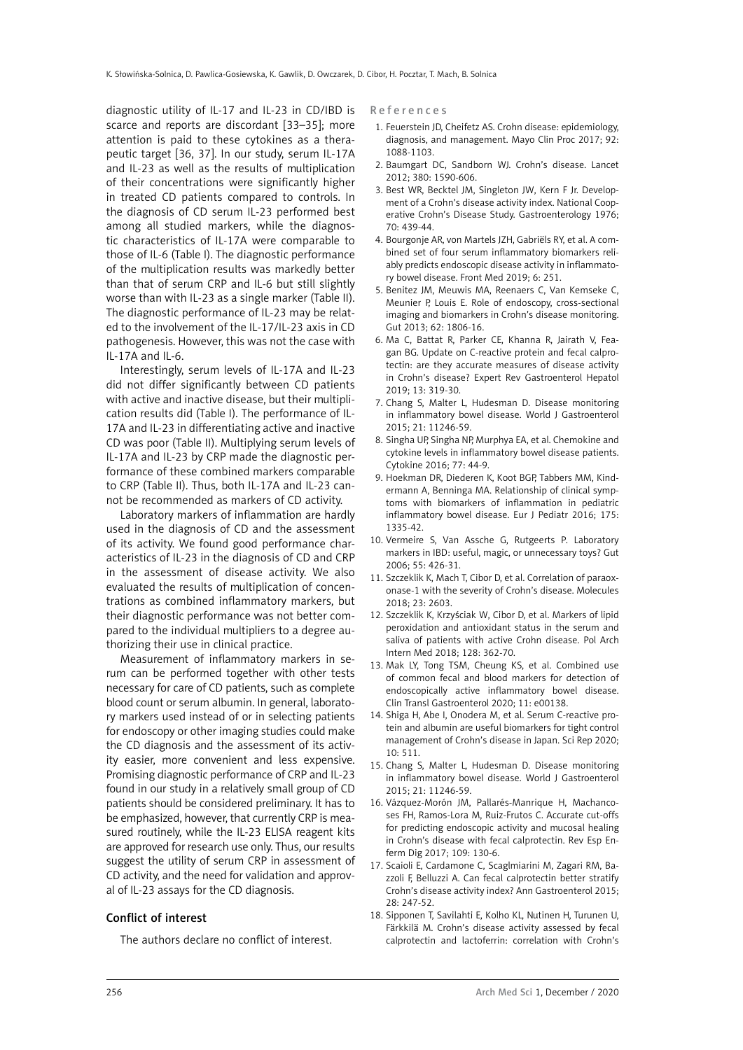diagnostic utility of IL-17 and IL-23 in CD/IBD is scarce and reports are discordant [33–35]; more attention is paid to these cytokines as a therapeutic target [36, 37]. In our study, serum IL-17A and IL-23 as well as the results of multiplication of their concentrations were significantly higher in treated CD patients compared to controls. In the diagnosis of CD serum IL-23 performed best among all studied markers, while the diagnostic characteristics of IL-17A were comparable to those of IL-6 (Table I). The diagnostic performance of the multiplication results was markedly better than that of serum CRP and IL-6 but still slightly worse than with IL-23 as a single marker (Table II). The diagnostic performance of IL-23 may be related to the involvement of the IL-17/IL-23 axis in CD pathogenesis. However, this was not the case with IL-17A and IL-6.

Interestingly, serum levels of IL-17A and IL-23 did not differ significantly between CD patients with active and inactive disease, but their multiplication results did (Table I). The performance of IL-17A and IL-23 in differentiating active and inactive CD was poor (Table II). Multiplying serum levels of IL-17A and IL-23 by CRP made the diagnostic performance of these combined markers comparable to CRP (Table II). Thus, both IL-17A and IL-23 cannot be recommended as markers of CD activity.

Laboratory markers of inflammation are hardly used in the diagnosis of CD and the assessment of its activity. We found good performance characteristics of IL-23 in the diagnosis of CD and CRP in the assessment of disease activity. We also evaluated the results of multiplication of concentrations as combined inflammatory markers, but their diagnostic performance was not better compared to the individual multipliers to a degree authorizing their use in clinical practice.

Measurement of inflammatory markers in serum can be performed together with other tests necessary for care of CD patients, such as complete blood count or serum albumin. In general, laboratory markers used instead of or in selecting patients for endoscopy or other imaging studies could make the CD diagnosis and the assessment of its activity easier, more convenient and less expensive. Promising diagnostic performance of CRP and IL-23 found in our study in a relatively small group of CD patients should be considered preliminary. It has to be emphasized, however, that currently CRP is measured routinely, while the IL-23 ELISA reagent kits are approved for research use only. Thus, our results suggest the utility of serum CRP in assessment of CD activity, and the need for validation and approval of IL-23 assays for the CD diagnosis.

## Conflict of interest

The authors declare no conflict of interest.

## References

1. Feuerstein JD, Cheifetz AS. Crohn disease: epidemiology, diagnosis, and management. Mayo Clin Proc 2017; 92: 1088-1103.
2. Baumgart DC, Sandborn WJ. Crohn's disease. Lancet 2012; 380: 1590-606.
3. Best WR, Becktel JM, Singleton JW, Kern F Jr. Development of a Crohn's disease activity index. National Cooperative Crohn's Disease Study. Gastroenterology 1976; 70: 439-44.
4. Bourgonje AR, von Martels JZH, Gabriëls RY, et al. A combined set of four serum inflammatory biomarkers reliably predicts endoscopic disease activity in inflammatory bowel disease. Front Med 2019; 6: 251.
5. Benitez JM, Meuwis MA, Reenaers C, Van Kemseke C, Meunier P, Louis E. Role of endoscopy, cross-sectional imaging and biomarkers in Crohn's disease monitoring. Gut 2013; 62: 1806-16.
6. Ma C, Battat R, Parker CE, Khanna R, Jairath V, Feagan BG. Update on C-reactive protein and fecal calprotectin: are they accurate measures of disease activity in Crohn's disease? Expert Rev Gastroenterol Hepatol 2019; 13: 319-30.
7. Chang S, Malter L, Hudesman D. Disease monitoring in inflammatory bowel disease. World J Gastroenterol 2015; 21: 11246-59.
8. Singha UP, Singha NP, Murphya EA, et al. Chemokine and cytokine levels in inflammatory bowel disease patients. Cytokine 2016; 77: 44-9.
9. Hoekman DR, Diederen K, Koot BGP, Tabbers MM, Kindermann A, Benninga MA. Relationship of clinical symptoms with biomarkers of inflammation in pediatric inflammatory bowel disease. Eur J Pediatr 2016; 175: 1335-42.
10. Vermeire S, Van Assche G, Rutgeerts P. Laboratory markers in IBD: useful, magic, or unnecessary toys? Gut 2006; 55: 426-31.
11. Szczeklik K, Mach T, Cibor D, et al. Correlation of paraoxonase-1 with the severity of Crohn's disease. Molecules 2018; 23: 2603.
12. Szczeklik K, Krzyściak W, Cibor D, et al. Markers of lipid peroxidation and antioxidant status in the serum and saliva of patients with active Crohn disease. Pol Arch Intern Med 2018; 128: 362-70.
13. Mak LY, Tong TSM, Cheung KS, et al. Combined use of common fecal and blood markers for detection of endoscopically active inflammatory bowel disease. Clin Transl Gastroenterol 2020; 11: e00138.
14. Shiga H, Abe I, Onodera M, et al. Serum C-reactive protein and albumin are useful biomarkers for tight control management of Crohn's disease in Japan. Sci Rep 2020; 10: 511.
15. Chang S, Malter L, Hudesman D. Disease monitoring in inflammatory bowel disease. World J Gastroenterol 2015; 21: 11246-59.
16. Vázquez-Morón JM, Pallarés-Manrique H, Machancoses FH, Ramos-Lora M, Ruiz-Frutos C. Accurate cut-offs for predicting endoscopic activity and mucosal healing in Crohn's disease with fecal calprotectin. Rev Esp Enferm Dig 2017; 109: 130-6.
17. Scaioli E, Cardamone C, Scaglmiarini M, Zagari RM, Bazzoli F, Belluzzi A. Can fecal calprotectin better stratify Crohn's disease activity index? Ann Gastroenterol 2015; 28: 247-52.
18. Sipponen T, Savilahti E, Kolho KL, Nutinen H, Turunen U, Färkkilä M. Crohn's disease activity assessed by fecal calprotectin and lactoferrin: correlation with Crohn's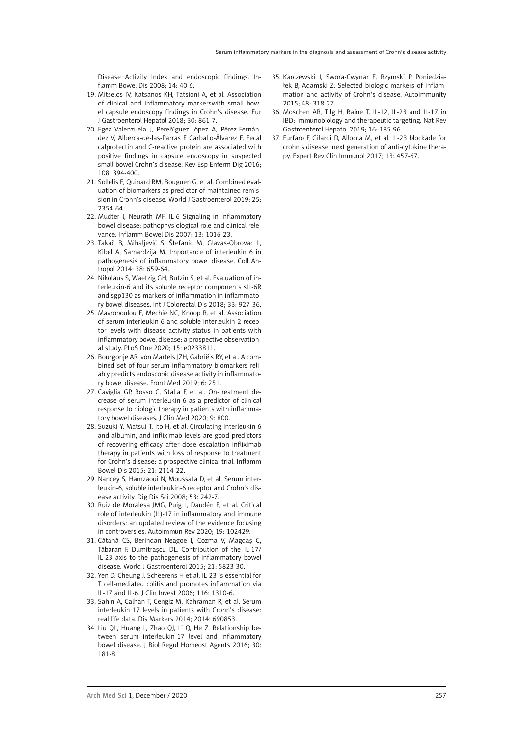Disease Activity Index and endoscopic findings. Inflamm Bowel Dis 2008; 14: 40-6.

19. Mitselos IV, Katsanos KH, Tatsioni A, et al. Association of clinical and inflammatory markerswith small bowel capsule endoscopy findings in Crohn's disease. Eur J Gastroenterol Hepatol 2018; 30: 861-7.
20. Egea-Valenzuela J, Pereñíguez-López A, Pérez-Fernández V, Alberca-de-las-Parras F, Carballo-Álvarez F. Fecal calprotectin and C-reactive protein are associated with positive findings in capsule endoscopy in suspected small bowel Crohn's disease. Rev Esp Enferm Dig 2016; 108: 394-400.
21. Sollelis E, Quinard RM, Bouguen G, et al. Combined evaluation of biomarkers as predictor of maintained remission in Crohn's disease. World J Gastroenterol 2019; 25: 2354-64.
22. Mudter J, Neurath MF. IL-6 Signaling in inflammatory bowel disease: pathophysiological role and clinical relevance. Inflamm Bowel Dis 2007; 13: 1016-23.
23. Takač B, Mihaljević S, Štefanić M, Glavas-Obrovac L, Kibel A, Samardzija M. Importance of interleukin 6 in pathogenesis of inflammatory bowel disease. Coll Antropol 2014; 38: 659-64.
24. Nikolaus S, Waetzig GH, Butzin S, et al. Evaluation of interleukin-6 and its soluble receptor components sIL-6R and sgp130 as markers of inflammation in inflammatory bowel diseases. Int J Colorectal Dis 2018; 33: 927-36.
25. Mavropoulou E, Mechie NC, Knoop R, et al. Association of serum interleukin-6 and soluble interleukin-2-receptor levels with disease activity status in patients with inflammatory bowel disease: a prospective observational study. PLoS One 2020; 15: e0233811.
26. Bourgonje AR, von Martels JZH, Gabriëls RY, et al. A combined set of four serum inflammatory biomarkers reliably predicts endoscopic disease activity in inflammatory bowel disease. Front Med 2019; 6: 251.
27. Caviglia GP, Rosso C, Stalla F, et al. On-treatment decrease of serum interleukin-6 as a predictor of clinical response to biologic therapy in patients with inflammatory bowel diseases. J Clin Med 2020; 9: 800.
28. Suzuki Y, Matsui T, Ito H, et al. Circulating interleukin 6 and albumin, and infliximab levels are good predictors of recovering efficacy after dose escalation infliximab therapy in patients with loss of response to treatment for Crohn's disease: a prospective clinical trial. Inflamm Bowel Dis 2015; 21: 2114-22.
29. Nancey S, Hamzaoui N, Moussata D, et al. Serum interleukin-6, soluble interleukin-6 receptor and Crohn's disease activity. Dig Dis Sci 2008; 53: 242-7.
30. Ruiz de Moralesa JMG, Puig L, Daudén E, et al. Critical role of interleukin (IL)-17 in inflammatory and immune disorders: an updated review of the evidence focusing in controversies. Autoimmun Rev 2020; 19: 102429.
31. Cătană CS, Berindan Neagoe I, Cozma V, Magdaş C, Tăbaran F, Dumitraşcu DL. Contribution of the IL-17/IL-23 axis to the pathogenesis of inflammatory bowel disease. World J Gastroenterol 2015; 21: 5823-30.
32. Yen D, Cheung J, Scheerens H et al. IL-23 is essential for T cell-mediated colitis and promotes inflammation via IL-17 and IL-6. J Clin Invest 2006; 116: 1310-6.
33. Sahin A, Calhan T, Cengiz M, Kahraman R, et al. Serum interleukin 17 levels in patients with Crohn's disease: real life data. Dis Markers 2014; 2014: 690853.
34. Liu QL, Huang L, Zhao QJ, Li Q, He Z. Relationship between serum interleukin-17 level and inflammatory bowel disease. J Biol Regul Homeost Agents 2016; 30: 181-8.
35. Karczewski J, Swora-Cwynar E, Rzymski P, Poniedziałek B, Adamski Z. Selected biologic markers of inflammation and activity of Crohn's disease. Autoimmunity 2015; 48: 318-27.
36. Moschen AR, Tilg H, Raine T. IL-12, IL-23 and IL-17 in IBD: immunobiology and therapeutic targeting. Nat Rev Gastroenterol Hepatol 2019; 16: 185-96.
37. Furfaro F, Gilardi D, Allocca M, et al. IL-23 blockade for crohn s disease: next generation of anti-cytokine therapy. Expert Rev Clin Immunol 2017; 13: 457-67.